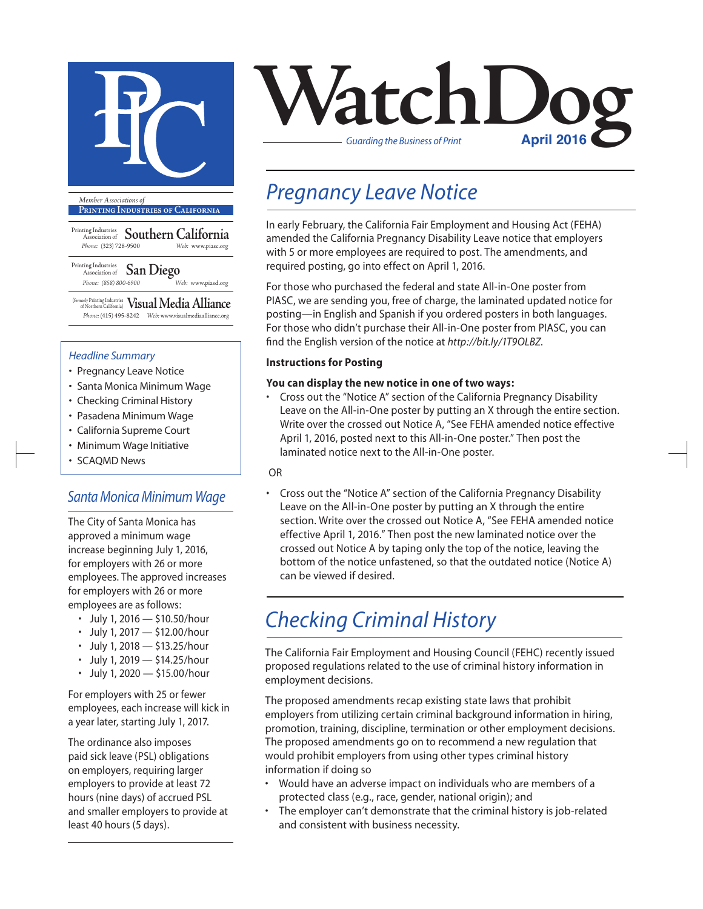# WatchDog

*Guarding the Business of Print*

**April 2016**

*Member Associations of*

**Printing Industries of California**

Printing Industries Association of **Southern California**
Phone: (323) 728-9500 Web: www.piasc.org

Printing Industries Association of **San Diego**
Phone: (858) 800-6900 Web: www.piasd.org

(formerly Printing Industries of Northern California) **Visual Media Alliance**
Phone: (415) 495-8242 Web: www.visualmediaalliance.org

### *Headline Summary*

- Pregnancy Leave Notice
- Santa Monica Minimum Wage
- Checking Criminal History
- Pasadena Minimum Wage
- California Supreme Court
- Minimum Wage Initiative
- SCAQMD News

## *Pregnancy Leave Notice*

In early February, the California Fair Employment and Housing Act (FEHA) amended the California Pregnancy Disability Leave notice that employers with 5 or more employees are required to post. The amendments, and required posting, go into effect on April 1, 2016.

For those who purchased the federal and state All-in-One poster from PIASC, we are sending you, free of charge, the laminated updated notice for posting—in English and Spanish if you ordered posters in both languages. For those who didn't purchase their All-in-One poster from PIASC, you can find the English version of the notice at *http://bit.ly/1T9OLBZ*.

**Instructions for Posting**

**You can display the new notice in one of two ways:**

- Cross out the "Notice A" section of the California Pregnancy Disability Leave on the All-in-One poster by putting an X through the entire section. Write over the crossed out Notice A, "See FEHA amended notice effective April 1, 2016, posted next to this All-in-One poster." Then post the laminated notice next to the All-in-One poster.

OR

- Cross out the "Notice A" section of the California Pregnancy Disability Leave on the All-in-One poster by putting an X through the entire section. Write over the crossed out Notice A, "See FEHA amended notice effective April 1, 2016." Then post the new laminated notice over the crossed out Notice A by taping only the top of the notice, leaving the bottom of the notice unfastened, so that the outdated notice (Notice A) can be viewed if desired.

## *Santa Monica Minimum Wage*

The City of Santa Monica has approved a minimum wage increase beginning July 1, 2016, for employers with 26 or more employees. The approved increases for employers with 26 or more employees are as follows:

- July 1, 2016 — $10.50/hour
- July 1, 2017 — $12.00/hour
- July 1, 2018 — $13.25/hour
- July 1, 2019 — $14.25/hour
- July 1, 2020 — $15.00/hour

For employers with 25 or fewer employees, each increase will kick in a year later, starting July 1, 2017.

The ordinance also imposes paid sick leave (PSL) obligations on employers, requiring larger employers to provide at least 72 hours (nine days) of accrued PSL and smaller employers to provide at least 40 hours (5 days).

## *Checking Criminal History*

The California Fair Employment and Housing Council (FEHC) recently issued proposed regulations related to the use of criminal history information in employment decisions.

The proposed amendments recap existing state laws that prohibit employers from utilizing certain criminal background information in hiring, promotion, training, discipline, termination or other employment decisions. The proposed amendments go on to recommend a new regulation that would prohibit employers from using other types criminal history information if doing so

- Would have an adverse impact on individuals who are members of a protected class (e.g., race, gender, national origin); and
- The employer can't demonstrate that the criminal history is job-related and consistent with business necessity.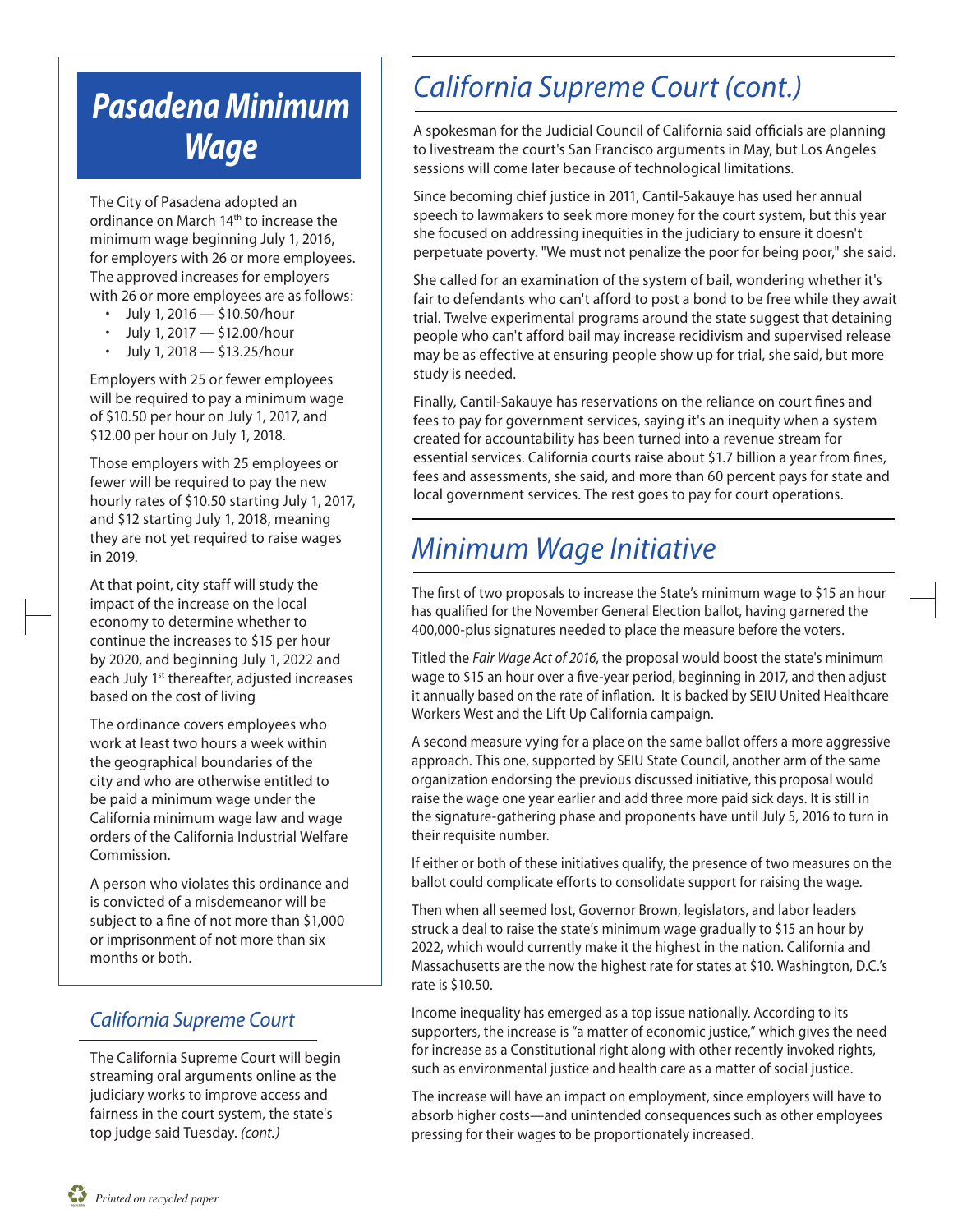# Pasadena Minimum Wage

The City of Pasadena adopted an ordinance on March 14th to increase the minimum wage beginning July 1, 2016, for employers with 26 or more employees. The approved increases for employers with 26 or more employees are as follows:

- July 1, 2016 — $10.50/hour
- July 1, 2017 — $12.00/hour
- July 1, 2018 — $13.25/hour

Employers with 25 or fewer employees will be required to pay a minimum wage of $10.50 per hour on July 1, 2017, and $12.00 per hour on July 1, 2018.

Those employers with 25 employees or fewer will be required to pay the new hourly rates of $10.50 starting July 1, 2017, and $12 starting July 1, 2018, meaning they are not yet required to raise wages in 2019.

At that point, city staff will study the impact of the increase on the local economy to determine whether to continue the increases to $15 per hour by 2020, and beginning July 1, 2022 and each July 1st thereafter, adjusted increases based on the cost of living

The ordinance covers employees who work at least two hours a week within the geographical boundaries of the city and who are otherwise entitled to be paid a minimum wage under the California minimum wage law and wage orders of the California Industrial Welfare Commission.

A person who violates this ordinance and is convicted of a misdemeanor will be subject to a fine of not more than $1,000 or imprisonment of not more than six months or both.

## *California Supreme Court*

The California Supreme Court will begin streaming oral arguments online as the judiciary works to improve access and fairness in the court system, the state's top judge said Tuesday. *(cont.)*

## *California Supreme Court (cont.)*

A spokesman for the Judicial Council of California said officials are planning to livestream the court's San Francisco arguments in May, but Los Angeles sessions will come later because of technological limitations.

Since becoming chief justice in 2011, Cantil-Sakauye has used her annual speech to lawmakers to seek more money for the court system, but this year she focused on addressing inequities in the judiciary to ensure it doesn't perpetuate poverty. "We must not penalize the poor for being poor," she said.

She called for an examination of the system of bail, wondering whether it's fair to defendants who can't afford to post a bond to be free while they await trial. Twelve experimental programs around the state suggest that detaining people who can't afford bail may increase recidivism and supervised release may be as effective at ensuring people show up for trial, she said, but more study is needed.

Finally, Cantil-Sakauye has reservations on the reliance on court fines and fees to pay for government services, saying it's an inequity when a system created for accountability has been turned into a revenue stream for essential services. California courts raise about $1.7 billion a year from fines, fees and assessments, she said, and more than 60 percent pays for state and local government services. The rest goes to pay for court operations.

## *Minimum Wage Initiative*

The first of two proposals to increase the State's minimum wage to $15 an hour has qualified for the November General Election ballot, having garnered the 400,000-plus signatures needed to place the measure before the voters.

Titled the *Fair Wage Act of 2016*, the proposal would boost the state's minimum wage to $15 an hour over a five-year period, beginning in 2017, and then adjust it annually based on the rate of inflation. It is backed by SEIU United Healthcare Workers West and the Lift Up California campaign.

A second measure vying for a place on the same ballot offers a more aggressive approach. This one, supported by SEIU State Council, another arm of the same organization endorsing the previous discussed initiative, this proposal would raise the wage one year earlier and add three more paid sick days. It is still in the signature-gathering phase and proponents have until July 5, 2016 to turn in their requisite number.

If either or both of these initiatives qualify, the presence of two measures on the ballot could complicate efforts to consolidate support for raising the wage.

Then when all seemed lost, Governor Brown, legislators, and labor leaders struck a deal to raise the state's minimum wage gradually to $15 an hour by 2022, which would currently make it the highest in the nation. California and Massachusetts are the now the highest rate for states at $10. Washington, D.C.'s rate is $10.50.

Income inequality has emerged as a top issue nationally. According to its supporters, the increase is "a matter of economic justice," which gives the need for increase as a Constitutional right along with other recently invoked rights, such as environmental justice and health care as a matter of social justice.

The increase will have an impact on employment, since employers will have to absorb higher costs—and unintended consequences such as other employees pressing for their wages to be proportionately increased.

*Printed on recycled paper*